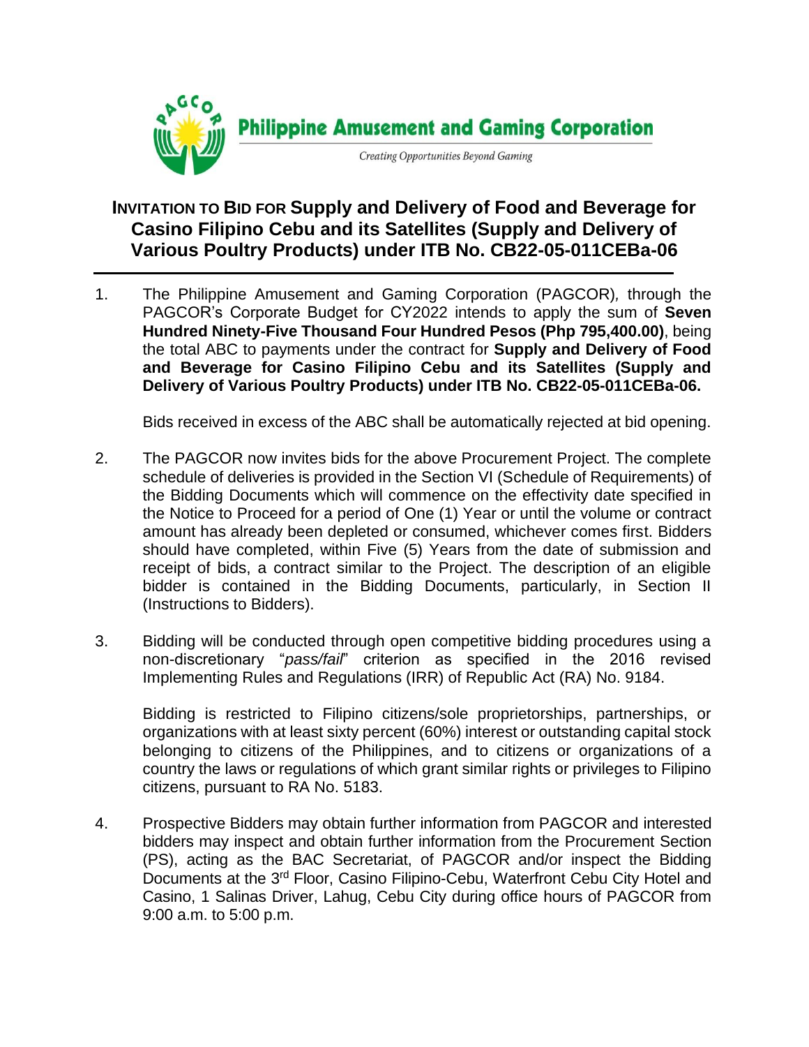**Philippine Amusement and Gaming Corporation**

*Creating Opportunities Beyond Gaming*

# INVITATION TO BID FOR Supply and Delivery of Food and Beverage for Casino Filipino Cebu and its Satellites (Supply and Delivery of Various Poultry Products) under ITB No. CB22-05-011CEBa-06

1. The Philippine Amusement and Gaming Corporation (PAGCOR), through the PAGCOR's Corporate Budget for CY2022 intends to apply the sum of **Seven Hundred Ninety-Five Thousand Four Hundred Pesos (Php 795,400.00)**, being the total ABC to payments under the contract for **Supply and Delivery of Food and Beverage for Casino Filipino Cebu and its Satellites (Supply and Delivery of Various Poultry Products) under ITB No. CB22-05-011CEBa-06.**

   Bids received in excess of the ABC shall be automatically rejected at bid opening.

2. The PAGCOR now invites bids for the above Procurement Project. The complete schedule of deliveries is provided in the Section VI (Schedule of Requirements) of the Bidding Documents which will commence on the effectivity date specified in the Notice to Proceed for a period of One (1) Year or until the volume or contract amount has already been depleted or consumed, whichever comes first. Bidders should have completed, within Five (5) Years from the date of submission and receipt of bids, a contract similar to the Project. The description of an eligible bidder is contained in the Bidding Documents, particularly, in Section II (Instructions to Bidders).

3. Bidding will be conducted through open competitive bidding procedures using a non-discretionary "*pass/fail*" criterion as specified in the 2016 revised Implementing Rules and Regulations (IRR) of Republic Act (RA) No. 9184.

   Bidding is restricted to Filipino citizens/sole proprietorships, partnerships, or organizations with at least sixty percent (60%) interest or outstanding capital stock belonging to citizens of the Philippines, and to citizens or organizations of a country the laws or regulations of which grant similar rights or privileges to Filipino citizens, pursuant to RA No. 5183.

4. Prospective Bidders may obtain further information from PAGCOR and interested bidders may inspect and obtain further information from the Procurement Section (PS), acting as the BAC Secretariat, of PAGCOR and/or inspect the Bidding Documents at the 3rd Floor, Casino Filipino-Cebu, Waterfront Cebu City Hotel and Casino, 1 Salinas Driver, Lahug, Cebu City during office hours of PAGCOR from 9:00 a.m. to 5:00 p.m.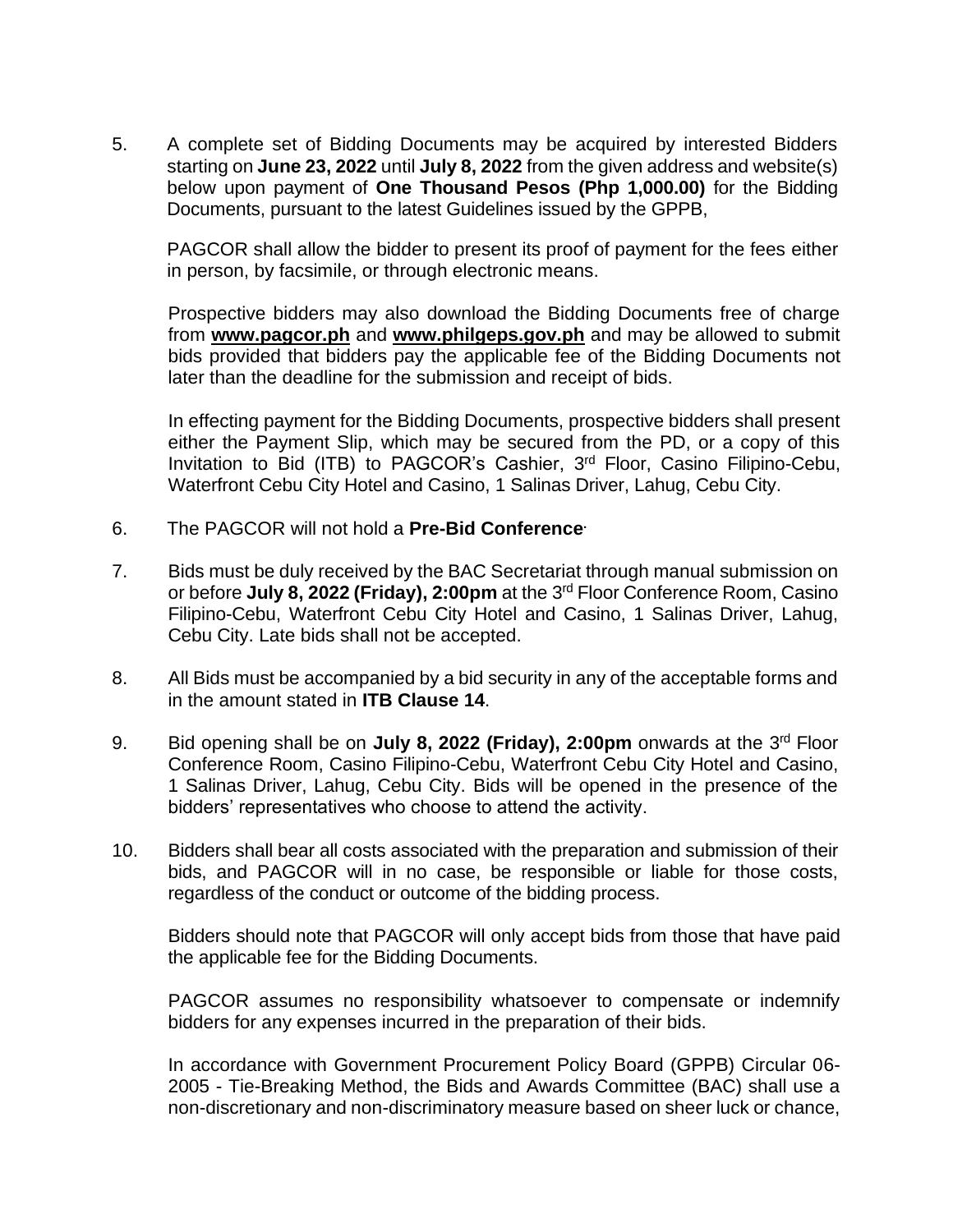5. A complete set of Bidding Documents may be acquired by interested Bidders starting on **June 23, 2022** until **July 8, 2022** from the given address and website(s) below upon payment of **One Thousand Pesos (Php 1,000.00)** for the Bidding Documents, pursuant to the latest Guidelines issued by the GPPB,

   PAGCOR shall allow the bidder to present its proof of payment for the fees either in person, by facsimile, or through electronic means.

   Prospective bidders may also download the Bidding Documents free of charge from **www.pagcor.ph** and **www.philgeps.gov.ph** and may be allowed to submit bids provided that bidders pay the applicable fee of the Bidding Documents not later than the deadline for the submission and receipt of bids.

   In effecting payment for the Bidding Documents, prospective bidders shall present either the Payment Slip, which may be secured from the PD, or a copy of this Invitation to Bid (ITB) to PAGCOR's Cashier, 3rd Floor, Casino Filipino-Cebu, Waterfront Cebu City Hotel and Casino, 1 Salinas Driver, Lahug, Cebu City.

6. The PAGCOR will not hold a **Pre-Bid Conference**.

7. Bids must be duly received by the BAC Secretariat through manual submission on or before **July 8, 2022 (Friday), 2:00pm** at the 3rd Floor Conference Room, Casino Filipino-Cebu, Waterfront Cebu City Hotel and Casino, 1 Salinas Driver, Lahug, Cebu City. Late bids shall not be accepted.

8. All Bids must be accompanied by a bid security in any of the acceptable forms and in the amount stated in **ITB Clause 14**.

9. Bid opening shall be on **July 8, 2022 (Friday), 2:00pm** onwards at the 3rd Floor Conference Room, Casino Filipino-Cebu, Waterfront Cebu City Hotel and Casino, 1 Salinas Driver, Lahug, Cebu City. Bids will be opened in the presence of the bidders' representatives who choose to attend the activity.

10. Bidders shall bear all costs associated with the preparation and submission of their bids, and PAGCOR will in no case, be responsible or liable for those costs, regardless of the conduct or outcome of the bidding process.

    Bidders should note that PAGCOR will only accept bids from those that have paid the applicable fee for the Bidding Documents.

    PAGCOR assumes no responsibility whatsoever to compensate or indemnify bidders for any expenses incurred in the preparation of their bids.

    In accordance with Government Procurement Policy Board (GPPB) Circular 06-2005 - Tie-Breaking Method, the Bids and Awards Committee (BAC) shall use a non-discretionary and non-discriminatory measure based on sheer luck or chance,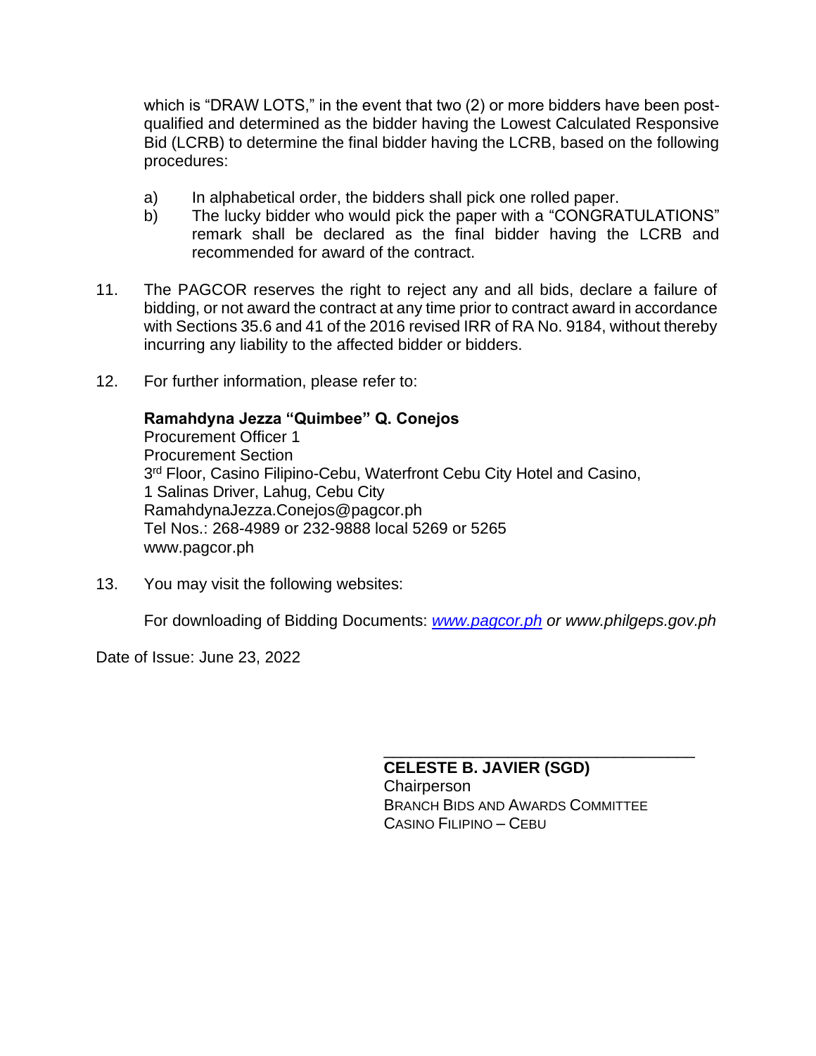which is "DRAW LOTS," in the event that two (2) or more bidders have been post-qualified and determined as the bidder having the Lowest Calculated Responsive Bid (LCRB) to determine the final bidder having the LCRB, based on the following procedures:

a) In alphabetical order, the bidders shall pick one rolled paper.
b) The lucky bidder who would pick the paper with a "CONGRATULATIONS" remark shall be declared as the final bidder having the LCRB and recommended for award of the contract.

11. The PAGCOR reserves the right to reject any and all bids, declare a failure of bidding, or not award the contract at any time prior to contract award in accordance with Sections 35.6 and 41 of the 2016 revised IRR of RA No. 9184, without thereby incurring any liability to the affected bidder or bidders.

12. For further information, please refer to:

**Ramahdyna Jezza "Quimbee" Q. Conejos**
Procurement Officer 1
Procurement Section
3rd Floor, Casino Filipino-Cebu, Waterfront Cebu City Hotel and Casino,
1 Salinas Driver, Lahug, Cebu City
RamahdynaJezza.Conejos@pagcor.ph
Tel Nos.: 268-4989 or 232-9888 local 5269 or 5265
www.pagcor.ph

13. You may visit the following websites:

For downloading of Bidding Documents: *www.pagcor.ph or www.philgeps.gov.ph*

Date of Issue: June 23, 2022

**CELESTE B. JAVIER (SGD)**
Chairperson
BRANCH BIDS AND AWARDS COMMITTEE
CASINO FILIPINO – CEBU